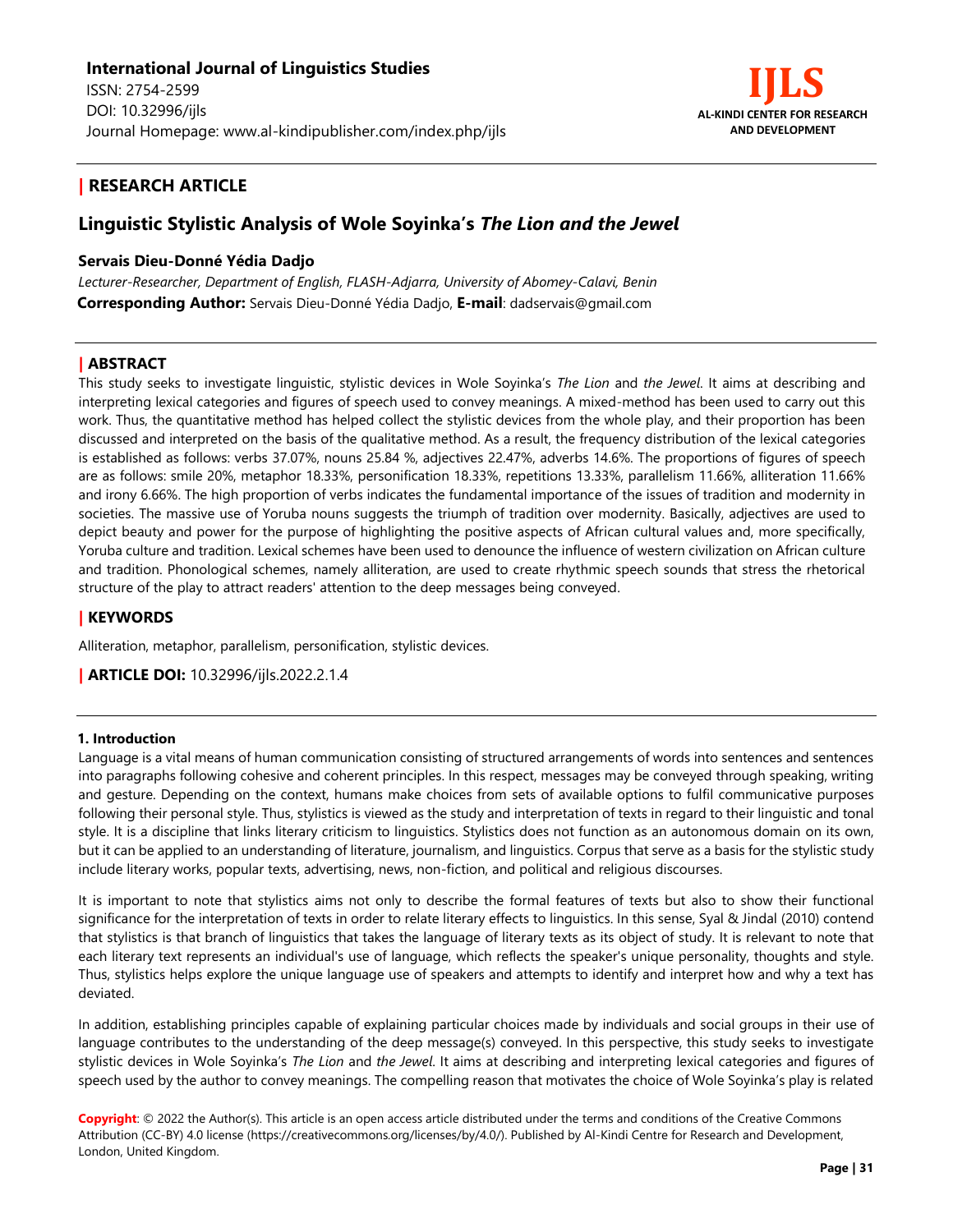**International Journal of Linguistics Studies**
ISSN: 2754-2599
DOI: 10.32996/ijls
Journal Homepage: www.al-kindipublisher.com/index.php/ijls

**IJLS**
**AL-KINDI CENTER FOR RESEARCH AND DEVELOPMENT**

## | RESEARCH ARTICLE

# Linguistic Stylistic Analysis of Wole Soyinka's *The Lion and the Jewel*

**Servais Dieu-Donné Yédia Dadjo**

*Lecturer-Researcher, Department of English, FLASH-Adjarra, University of Abomey-Calavi, Benin*
**Corresponding Author:** Servais Dieu-Donné Yédia Dadjo, **E-mail**: dadservais@gmail.com

## | ABSTRACT

This study seeks to investigate linguistic, stylistic devices in Wole Soyinka's *The Lion* and *the Jewel*. It aims at describing and interpreting lexical categories and figures of speech used to convey meanings. A mixed-method has been used to carry out this work. Thus, the quantitative method has helped collect the stylistic devices from the whole play, and their proportion has been discussed and interpreted on the basis of the qualitative method. As a result, the frequency distribution of the lexical categories is established as follows: verbs 37.07%, nouns 25.84 %, adjectives 22.47%, adverbs 14.6%. The proportions of figures of speech are as follows: smile 20%, metaphor 18.33%, personification 18.33%, repetitions 13.33%, parallelism 11.66%, alliteration 11.66% and irony 6.66%. The high proportion of verbs indicates the fundamental importance of the issues of tradition and modernity in societies. The massive use of Yoruba nouns suggests the triumph of tradition over modernity. Basically, adjectives are used to depict beauty and power for the purpose of highlighting the positive aspects of African cultural values and, more specifically, Yoruba culture and tradition. Lexical schemes have been used to denounce the influence of western civilization on African culture and tradition. Phonological schemes, namely alliteration, are used to create rhythmic speech sounds that stress the rhetorical structure of the play to attract readers' attention to the deep messages being conveyed.

## | KEYWORDS

Alliteration, metaphor, parallelism, personification, stylistic devices.

**| ARTICLE DOI:** 10.32996/ijls.2022.2.1.4

### 1. Introduction

Language is a vital means of human communication consisting of structured arrangements of words into sentences and sentences into paragraphs following cohesive and coherent principles. In this respect, messages may be conveyed through speaking, writing and gesture. Depending on the context, humans make choices from sets of available options to fulfil communicative purposes following their personal style. Thus, stylistics is viewed as the study and interpretation of texts in regard to their linguistic and tonal style. It is a discipline that links literary criticism to linguistics. Stylistics does not function as an autonomous domain on its own, but it can be applied to an understanding of literature, journalism, and linguistics. Corpus that serve as a basis for the stylistic study include literary works, popular texts, advertising, news, non-fiction, and political and religious discourses.

It is important to note that stylistics aims not only to describe the formal features of texts but also to show their functional significance for the interpretation of texts in order to relate literary effects to linguistics. In this sense, Syal & Jindal (2010) contend that stylistics is that branch of linguistics that takes the language of literary texts as its object of study. It is relevant to note that each literary text represents an individual's use of language, which reflects the speaker's unique personality, thoughts and style. Thus, stylistics helps explore the unique language use of speakers and attempts to identify and interpret how and why a text has deviated.

In addition, establishing principles capable of explaining particular choices made by individuals and social groups in their use of language contributes to the understanding of the deep message(s) conveyed. In this perspective, this study seeks to investigate stylistic devices in Wole Soyinka's *The Lion* and *the Jewel*. It aims at describing and interpreting lexical categories and figures of speech used by the author to convey meanings. The compelling reason that motivates the choice of Wole Soyinka's play is related

**Copyright**: © 2022 the Author(s). This article is an open access article distributed under the terms and conditions of the Creative Commons Attribution (CC-BY) 4.0 license (https://creativecommons.org/licenses/by/4.0/). Published by Al-Kindi Centre for Research and Development, London, United Kingdom.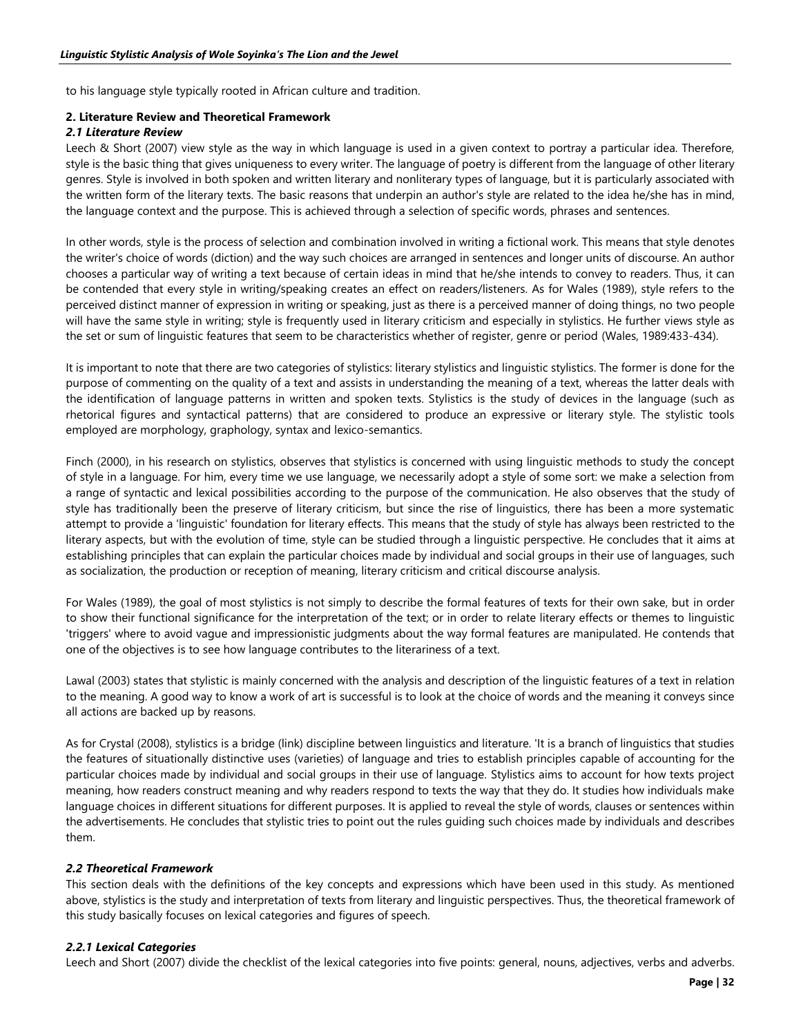to his language style typically rooted in African culture and tradition.

## 2. Literature Review and Theoretical Framework

### *2.1 Literature Review*

Leech & Short (2007) view style as the way in which language is used in a given context to portray a particular idea. Therefore, style is the basic thing that gives uniqueness to every writer. The language of poetry is different from the language of other literary genres. Style is involved in both spoken and written literary and nonliterary types of language, but it is particularly associated with the written form of the literary texts. The basic reasons that underpin an author's style are related to the idea he/she has in mind, the language context and the purpose. This is achieved through a selection of specific words, phrases and sentences.

In other words, style is the process of selection and combination involved in writing a fictional work. This means that style denotes the writer's choice of words (diction) and the way such choices are arranged in sentences and longer units of discourse. An author chooses a particular way of writing a text because of certain ideas in mind that he/she intends to convey to readers. Thus, it can be contended that every style in writing/speaking creates an effect on readers/listeners. As for Wales (1989), style refers to the perceived distinct manner of expression in writing or speaking, just as there is a perceived manner of doing things, no two people will have the same style in writing; style is frequently used in literary criticism and especially in stylistics. He further views style as the set or sum of linguistic features that seem to be characteristics whether of register, genre or period (Wales, 1989:433-434).

It is important to note that there are two categories of stylistics: literary stylistics and linguistic stylistics. The former is done for the purpose of commenting on the quality of a text and assists in understanding the meaning of a text, whereas the latter deals with the identification of language patterns in written and spoken texts. Stylistics is the study of devices in the language (such as rhetorical figures and syntactical patterns) that are considered to produce an expressive or literary style. The stylistic tools employed are morphology, graphology, syntax and lexico-semantics.

Finch (2000), in his research on stylistics, observes that stylistics is concerned with using linguistic methods to study the concept of style in a language. For him, every time we use language, we necessarily adopt a style of some sort: we make a selection from a range of syntactic and lexical possibilities according to the purpose of the communication. He also observes that the study of style has traditionally been the preserve of literary criticism, but since the rise of linguistics, there has been a more systematic attempt to provide a 'linguistic' foundation for literary effects. This means that the study of style has always been restricted to the literary aspects, but with the evolution of time, style can be studied through a linguistic perspective. He concludes that it aims at establishing principles that can explain the particular choices made by individual and social groups in their use of languages, such as socialization, the production or reception of meaning, literary criticism and critical discourse analysis.

For Wales (1989), the goal of most stylistics is not simply to describe the formal features of texts for their own sake, but in order to show their functional significance for the interpretation of the text; or in order to relate literary effects or themes to linguistic 'triggers' where to avoid vague and impressionistic judgments about the way formal features are manipulated. He contends that one of the objectives is to see how language contributes to the literariness of a text.

Lawal (2003) states that stylistic is mainly concerned with the analysis and description of the linguistic features of a text in relation to the meaning. A good way to know a work of art is successful is to look at the choice of words and the meaning it conveys since all actions are backed up by reasons.

As for Crystal (2008), stylistics is a bridge (link) discipline between linguistics and literature. 'It is a branch of linguistics that studies the features of situationally distinctive uses (varieties) of language and tries to establish principles capable of accounting for the particular choices made by individual and social groups in their use of language. Stylistics aims to account for how texts project meaning, how readers construct meaning and why readers respond to texts the way that they do. It studies how individuals make language choices in different situations for different purposes. It is applied to reveal the style of words, clauses or sentences within the advertisements. He concludes that stylistic tries to point out the rules guiding such choices made by individuals and describes them.

### *2.2 Theoretical Framework*

This section deals with the definitions of the key concepts and expressions which have been used in this study. As mentioned above, stylistics is the study and interpretation of texts from literary and linguistic perspectives. Thus, the theoretical framework of this study basically focuses on lexical categories and figures of speech.

#### *2.2.1 Lexical Categories*

Leech and Short (2007) divide the checklist of the lexical categories into five points: general, nouns, adjectives, verbs and adverbs.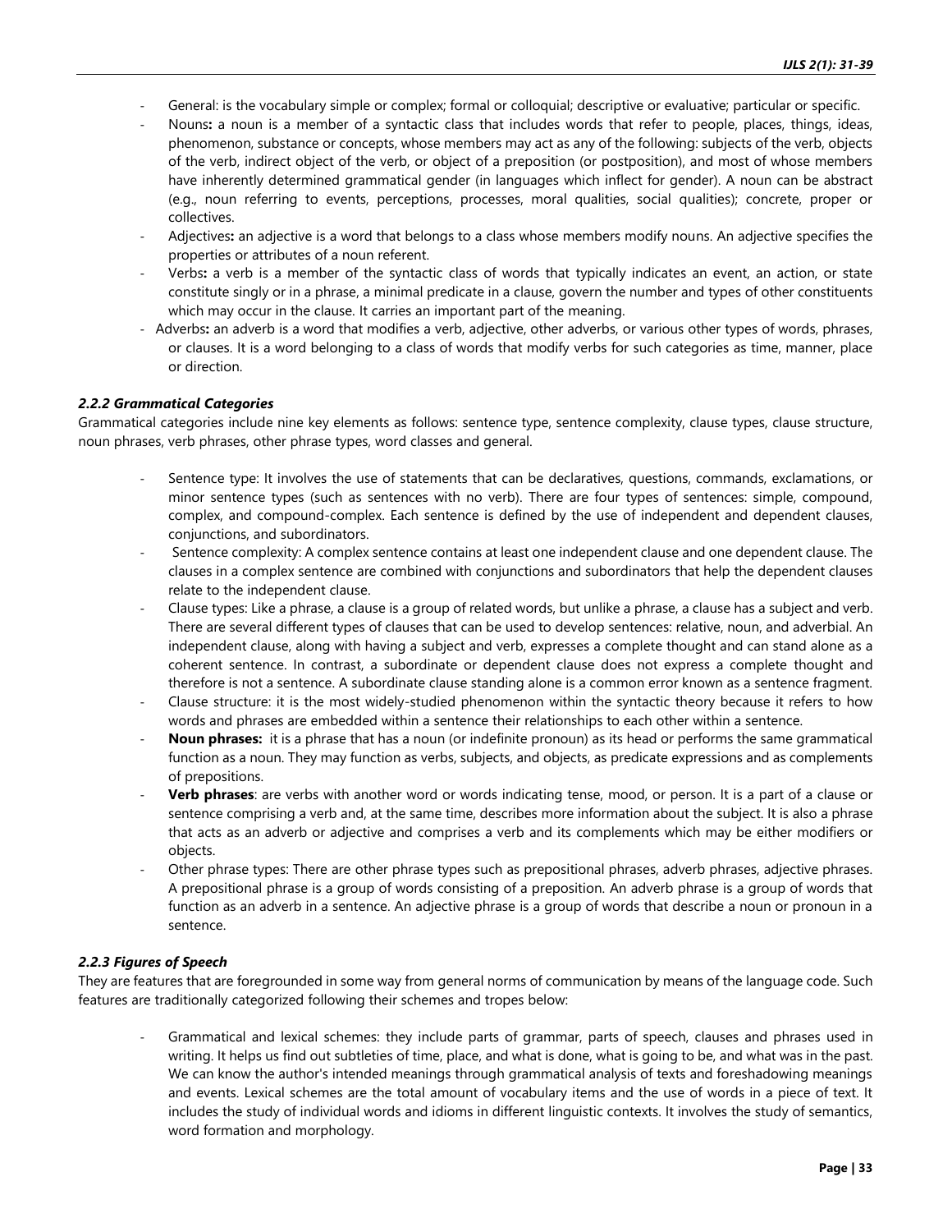- General: is the vocabulary simple or complex; formal or colloquial; descriptive or evaluative; particular or specific.
- Nouns**:** a noun is a member of a syntactic class that includes words that refer to people, places, things, ideas, phenomenon, substance or concepts, whose members may act as any of the following: subjects of the verb, objects of the verb, indirect object of the verb, or object of a preposition (or postposition), and most of whose members have inherently determined grammatical gender (in languages which inflect for gender). A noun can be abstract (e.g., noun referring to events, perceptions, processes, moral qualities, social qualities); concrete, proper or collectives.
- Adjectives**:** an adjective is a word that belongs to a class whose members modify nouns. An adjective specifies the properties or attributes of a noun referent.
- Verbs**:** a verb is a member of the syntactic class of words that typically indicates an event, an action, or state constitute singly or in a phrase, a minimal predicate in a clause, govern the number and types of other constituents which may occur in the clause. It carries an important part of the meaning.
- Adverbs**:** an adverb is a word that modifies a verb, adjective, other adverbs, or various other types of words, phrases, or clauses. It is a word belonging to a class of words that modify verbs for such categories as time, manner, place or direction.

### *2.2.2 Grammatical Categories*

Grammatical categories include nine key elements as follows: sentence type, sentence complexity, clause types, clause structure, noun phrases, verb phrases, other phrase types, word classes and general.

- Sentence type: It involves the use of statements that can be declaratives, questions, commands, exclamations, or minor sentence types (such as sentences with no verb). There are four types of sentences: simple, compound, complex, and compound-complex. Each sentence is defined by the use of independent and dependent clauses, conjunctions, and subordinators.
- Sentence complexity: A complex sentence contains at least one independent clause and one dependent clause. The clauses in a complex sentence are combined with conjunctions and subordinators that help the dependent clauses relate to the independent clause.
- Clause types: Like a phrase, a clause is a group of related words, but unlike a phrase, a clause has a subject and verb. There are several different types of clauses that can be used to develop sentences: relative, noun, and adverbial. An independent clause, along with having a subject and verb, expresses a complete thought and can stand alone as a coherent sentence. In contrast, a subordinate or dependent clause does not express a complete thought and therefore is not a sentence. A subordinate clause standing alone is a common error known as a sentence fragment.
- Clause structure: it is the most widely-studied phenomenon within the syntactic theory because it refers to how words and phrases are embedded within a sentence their relationships to each other within a sentence.
- **Noun phrases:** it is a phrase that has a noun (or indefinite pronoun) as its head or performs the same grammatical function as a noun. They may function as verbs, subjects, and objects, as predicate expressions and as complements of prepositions.
- **Verb phrases**: are verbs with another word or words indicating tense, mood, or person. It is a part of a clause or sentence comprising a verb and, at the same time, describes more information about the subject. It is also a phrase that acts as an adverb or adjective and comprises a verb and its complements which may be either modifiers or objects.
- Other phrase types: There are other phrase types such as prepositional phrases, adverb phrases, adjective phrases. A prepositional phrase is a group of words consisting of a preposition. An adverb phrase is a group of words that function as an adverb in a sentence. An adjective phrase is a group of words that describe a noun or pronoun in a sentence.

### *2.2.3 Figures of Speech*

They are features that are foregrounded in some way from general norms of communication by means of the language code. Such features are traditionally categorized following their schemes and tropes below:

- Grammatical and lexical schemes: they include parts of grammar, parts of speech, clauses and phrases used in writing. It helps us find out subtleties of time, place, and what is done, what is going to be, and what was in the past. We can know the author's intended meanings through grammatical analysis of texts and foreshadowing meanings and events. Lexical schemes are the total amount of vocabulary items and the use of words in a piece of text. It includes the study of individual words and idioms in different linguistic contexts. It involves the study of semantics, word formation and morphology.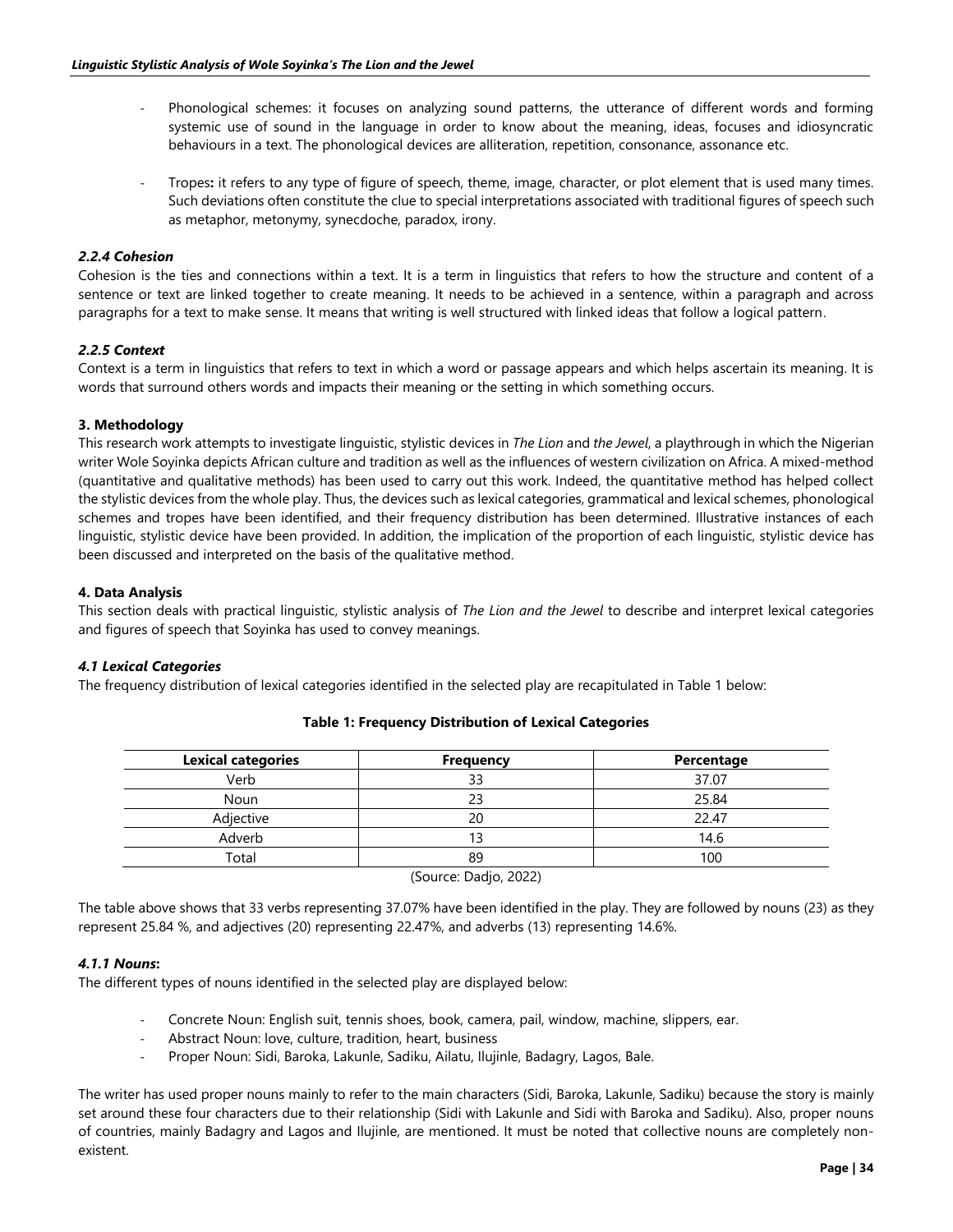- Phonological schemes: it focuses on analyzing sound patterns, the utterance of different words and forming systemic use of sound in the language in order to know about the meaning, ideas, focuses and idiosyncratic behaviours in a text. The phonological devices are alliteration, repetition, consonance, assonance etc.

- Tropes**:** it refers to any type of figure of speech, theme, image, character, or plot element that is used many times. Such deviations often constitute the clue to special interpretations associated with traditional figures of speech such as metaphor, metonymy, synecdoche, paradox, irony.

#### *2.2.4 Cohesion*

Cohesion is the ties and connections within a text. It is a term in linguistics that refers to how the structure and content of a sentence or text are linked together to create meaning. It needs to be achieved in a sentence, within a paragraph and across paragraphs for a text to make sense. It means that writing is well structured with linked ideas that follow a logical pattern.

#### *2.2.5 Context*

Context is a term in linguistics that refers to text in which a word or passage appears and which helps ascertain its meaning. It is words that surround others words and impacts their meaning or the setting in which something occurs.

## 3. Methodology

This research work attempts to investigate linguistic, stylistic devices in *The Lion* and *the Jewel*, a playthrough in which the Nigerian writer Wole Soyinka depicts African culture and tradition as well as the influences of western civilization on Africa. A mixed-method (quantitative and qualitative methods) has been used to carry out this work. Indeed, the quantitative method has helped collect the stylistic devices from the whole play. Thus, the devices such as lexical categories, grammatical and lexical schemes, phonological schemes and tropes have been identified, and their frequency distribution has been determined. Illustrative instances of each linguistic, stylistic device have been provided. In addition, the implication of the proportion of each linguistic, stylistic device has been discussed and interpreted on the basis of the qualitative method.

## 4. Data Analysis

This section deals with practical linguistic, stylistic analysis of *The Lion and the Jewel* to describe and interpret lexical categories and figures of speech that Soyinka has used to convey meanings.

### *4.1 Lexical Categories*

The frequency distribution of lexical categories identified in the selected play are recapitulated in Table 1 below:

**Table 1: Frequency Distribution of Lexical Categories**

| Lexical categories | Frequency | Percentage |
|---|---|---|
| Verb | 33 | 37.07 |
| Noun | 23 | 25.84 |
| Adjective | 20 | 22.47 |
| Adverb | 13 | 14.6 |
| Total | 89 | 100 |

(Source: Dadjo, 2022)

The table above shows that 33 verbs representing 37.07% have been identified in the play. They are followed by nouns (23) as they represent 25.84 %, and adjectives (20) representing 22.47%, and adverbs (13) representing 14.6%.

#### *4.1.1 Nouns***:**

The different types of nouns identified in the selected play are displayed below:

- Concrete Noun: English suit, tennis shoes, book, camera, pail, window, machine, slippers, ear.
- Abstract Noun: love, culture, tradition, heart, business
- Proper Noun: Sidi, Baroka, Lakunle, Sadiku, Ailatu, Ilujinle, Badagry, Lagos, Bale.

The writer has used proper nouns mainly to refer to the main characters (Sidi, Baroka, Lakunle, Sadiku) because the story is mainly set around these four characters due to their relationship (Sidi with Lakunle and Sidi with Baroka and Sadiku). Also, proper nouns of countries, mainly Badagry and Lagos and Ilujinle, are mentioned. It must be noted that collective nouns are completely non-existent.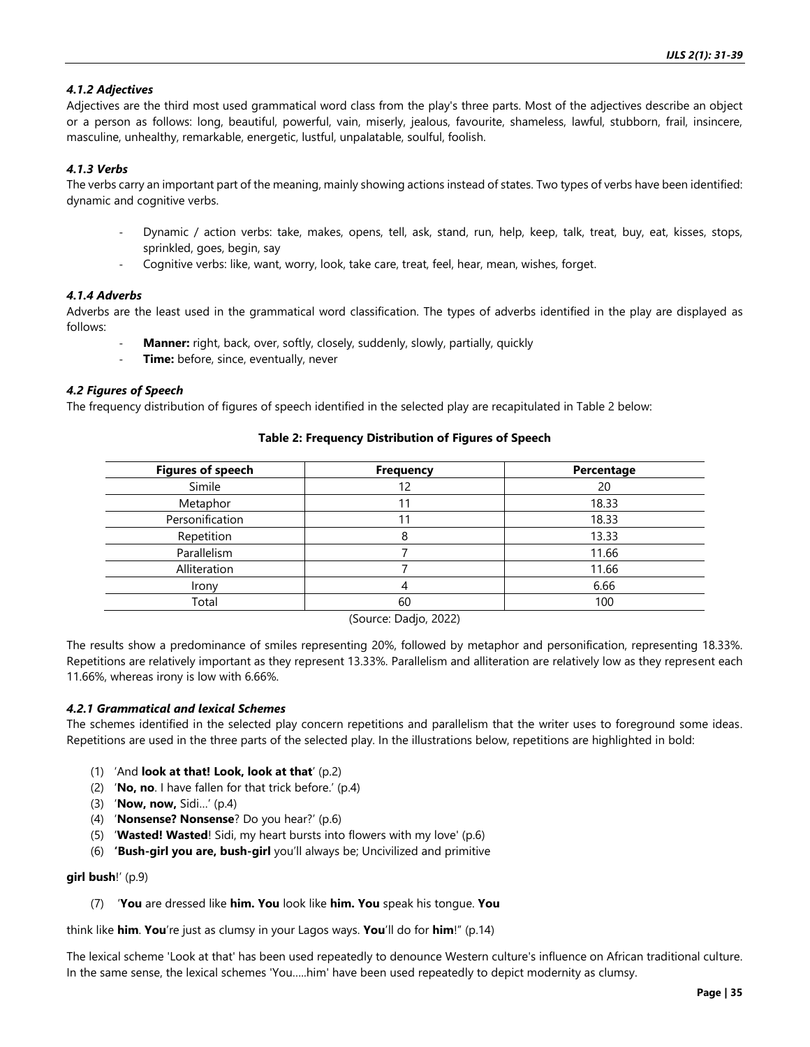#### *4.1.2 Adjectives*

Adjectives are the third most used grammatical word class from the play's three parts. Most of the adjectives describe an object or a person as follows: long, beautiful, powerful, vain, miserly, jealous, favourite, shameless, lawful, stubborn, frail, insincere, masculine, unhealthy, remarkable, energetic, lustful, unpalatable, soulful, foolish.

#### *4.1.3 Verbs*

The verbs carry an important part of the meaning, mainly showing actions instead of states. Two types of verbs have been identified: dynamic and cognitive verbs.

- Dynamic / action verbs: take, makes, opens, tell, ask, stand, run, help, keep, talk, treat, buy, eat, kisses, stops, sprinkled, goes, begin, say
- Cognitive verbs: like, want, worry, look, take care, treat, feel, hear, mean, wishes, forget.

#### *4.1.4 Adverbs*

Adverbs are the least used in the grammatical word classification. The types of adverbs identified in the play are displayed as follows:

- **Manner:** right, back, over, softly, closely, suddenly, slowly, partially, quickly
- **Time:** before, since, eventually, never

### *4.2 Figures of Speech*

The frequency distribution of figures of speech identified in the selected play are recapitulated in Table 2 below:

**Table 2: Frequency Distribution of Figures of Speech**

| Figures of speech | Frequency | Percentage |
|---|---|---|
| Simile | 12 | 20 |
| Metaphor | 11 | 18.33 |
| Personification | 11 | 18.33 |
| Repetition | 8 | 13.33 |
| Parallelism | 7 | 11.66 |
| Alliteration | 7 | 11.66 |
| Irony | 4 | 6.66 |
| Total | 60 | 100 |

(Source: Dadjo, 2022)

The results show a predominance of smiles representing 20%, followed by metaphor and personification, representing 18.33%. Repetitions are relatively important as they represent 13.33%. Parallelism and alliteration are relatively low as they represent each 11.66%, whereas irony is low with 6.66%.

#### *4.2.1 Grammatical and lexical Schemes*

The schemes identified in the selected play concern repetitions and parallelism that the writer uses to foreground some ideas. Repetitions are used in the three parts of the selected play. In the illustrations below, repetitions are highlighted in bold:

(1) 'And **look at that! Look, look at that**' (p.2)

(2) '**No, no**. I have fallen for that trick before.' (p.4)

(3) '**Now, now,** Sidi…' (p.4)

(4) '**Nonsense? Nonsense**? Do you hear?' (p.6)

(5) '**Wasted! Wasted**! Sidi, my heart bursts into flowers with my love' (p.6)

(6) **'Bush-girl you are, bush-girl** you'll always be; Uncivilized and primitive **girl bush**!' (p.9)

(7) '**You** are dressed like **him. You** look like **him. You** speak his tongue. **You** think like **him**. **You**'re just as clumsy in your Lagos ways. **You**'ll do for **him**!" (p.14)

The lexical scheme 'Look at that' has been used repeatedly to denounce Western culture's influence on African traditional culture. In the same sense, the lexical schemes 'You…..him' have been used repeatedly to depict modernity as clumsy.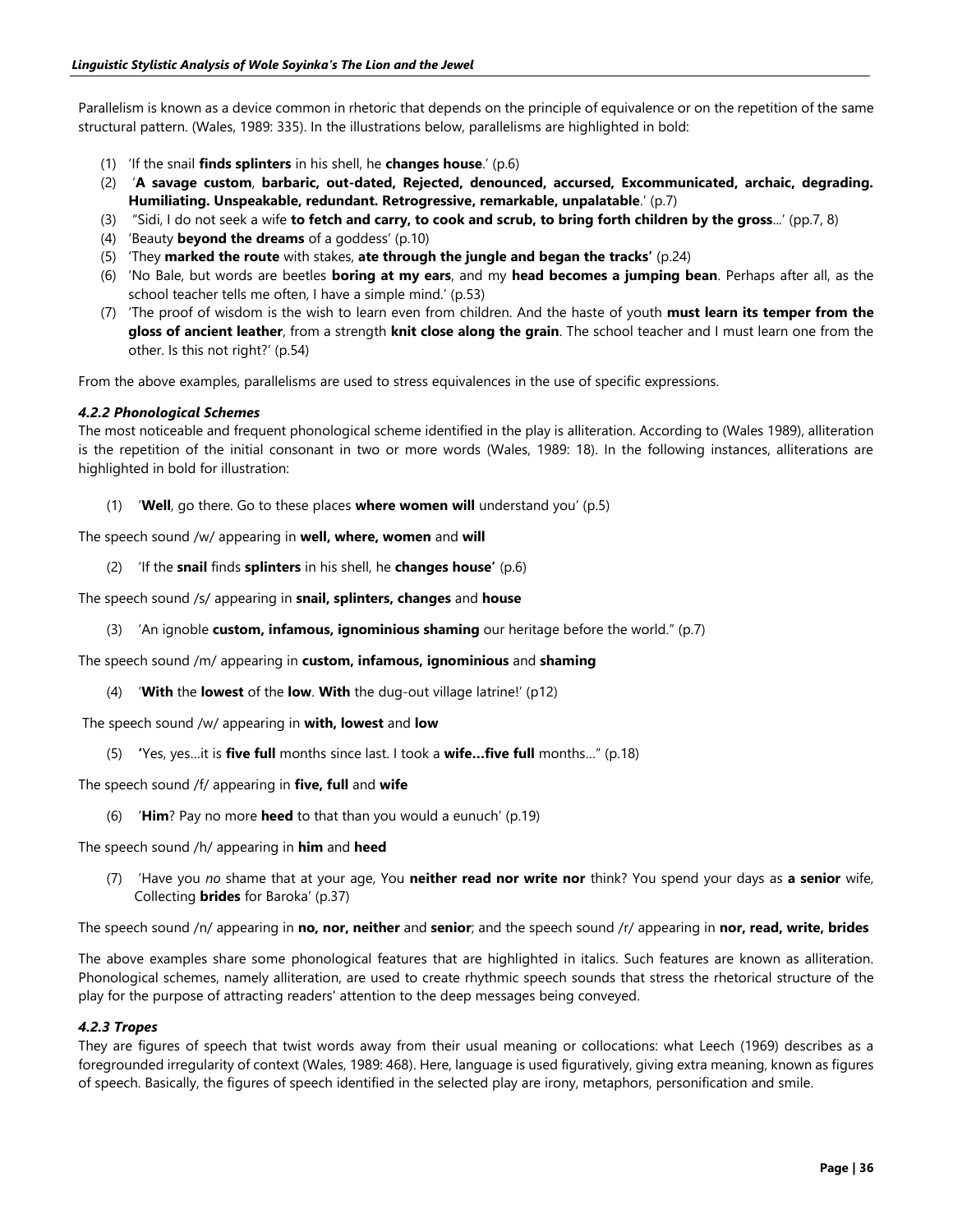Parallelism is known as a device common in rhetoric that depends on the principle of equivalence or on the repetition of the same structural pattern. (Wales, 1989: 335). In the illustrations below, parallelisms are highlighted in bold:

1. 'If the snail **finds splinters** in his shell, he **changes house**.' (p.6)
2. '**A savage custom**, **barbaric, out-dated, Rejected, denounced, accursed, Excommunicated, archaic, degrading. Humiliating. Unspeakable, redundant. Retrogressive, remarkable, unpalatable**.' (p.7)
3. "Sidi, I do not seek a wife **to fetch and carry, to cook and scrub, to bring forth children by the gross**...' (pp.7, 8)
4. 'Beauty **beyond the dreams** of a goddess' (p.10)
5. 'They **marked the route** with stakes, **ate through the jungle and began the tracks'** (p.24)
6. 'No Bale, but words are beetles **boring at my ears**, and my **head becomes a jumping bean**. Perhaps after all, as the school teacher tells me often, I have a simple mind.' (p.53)
7. 'The proof of wisdom is the wish to learn even from children. And the haste of youth **must learn its temper from the gloss of ancient leather**, from a strength **knit close along the grain**. The school teacher and I must learn one from the other. Is this not right?' (p.54)

From the above examples, parallelisms are used to stress equivalences in the use of specific expressions.

#### *4.2.2 Phonological Schemes*

The most noticeable and frequent phonological scheme identified in the play is alliteration. According to (Wales 1989), alliteration is the repetition of the initial consonant in two or more words (Wales, 1989: 18). In the following instances, alliterations are highlighted in bold for illustration:

(1) '**Well**, go there. Go to these places **where women will** understand you' (p.5)

The speech sound /w/ appearing in **well, where, women** and **will**

(2) 'If the **snail** finds **splinters** in his shell, he **changes house'** (p.6)

The speech sound /s/ appearing in **snail, splinters, changes** and **house**

(3) 'An ignoble **custom, infamous, ignominious shaming** our heritage before the world." (p.7)

The speech sound /m/ appearing in **custom, infamous, ignominious** and **shaming**

(4) '**With** the **lowest** of the **low**. **With** the dug-out village latrine!' (p12)

The speech sound /w/ appearing in **with, lowest** and **low**

(5) **'**Yes, yes…it is **five full** months since last. I took a **wife…five full** months…" (p.18)

The speech sound /f/ appearing in **five, full** and **wife**

(6) '**Him**? Pay no more **heed** to that than you would a eunuch' (p.19)

The speech sound /h/ appearing in **him** and **heed**

(7) 'Have you *no* shame that at your age, You **neither read nor write nor** think? You spend your days as **a senior** wife, Collecting **brides** for Baroka' (p.37)

The speech sound /n/ appearing in **no, nor, neither** and **senior**; and the speech sound /r/ appearing in **nor, read, write, brides**

The above examples share some phonological features that are highlighted in italics. Such features are known as alliteration. Phonological schemes, namely alliteration, are used to create rhythmic speech sounds that stress the rhetorical structure of the play for the purpose of attracting readers' attention to the deep messages being conveyed.

#### *4.2.3 Tropes*

They are figures of speech that twist words away from their usual meaning or collocations: what Leech (1969) describes as a foregrounded irregularity of context (Wales, 1989: 468). Here, language is used figuratively, giving extra meaning, known as figures of speech. Basically, the figures of speech identified in the selected play are irony, metaphors, personification and smile.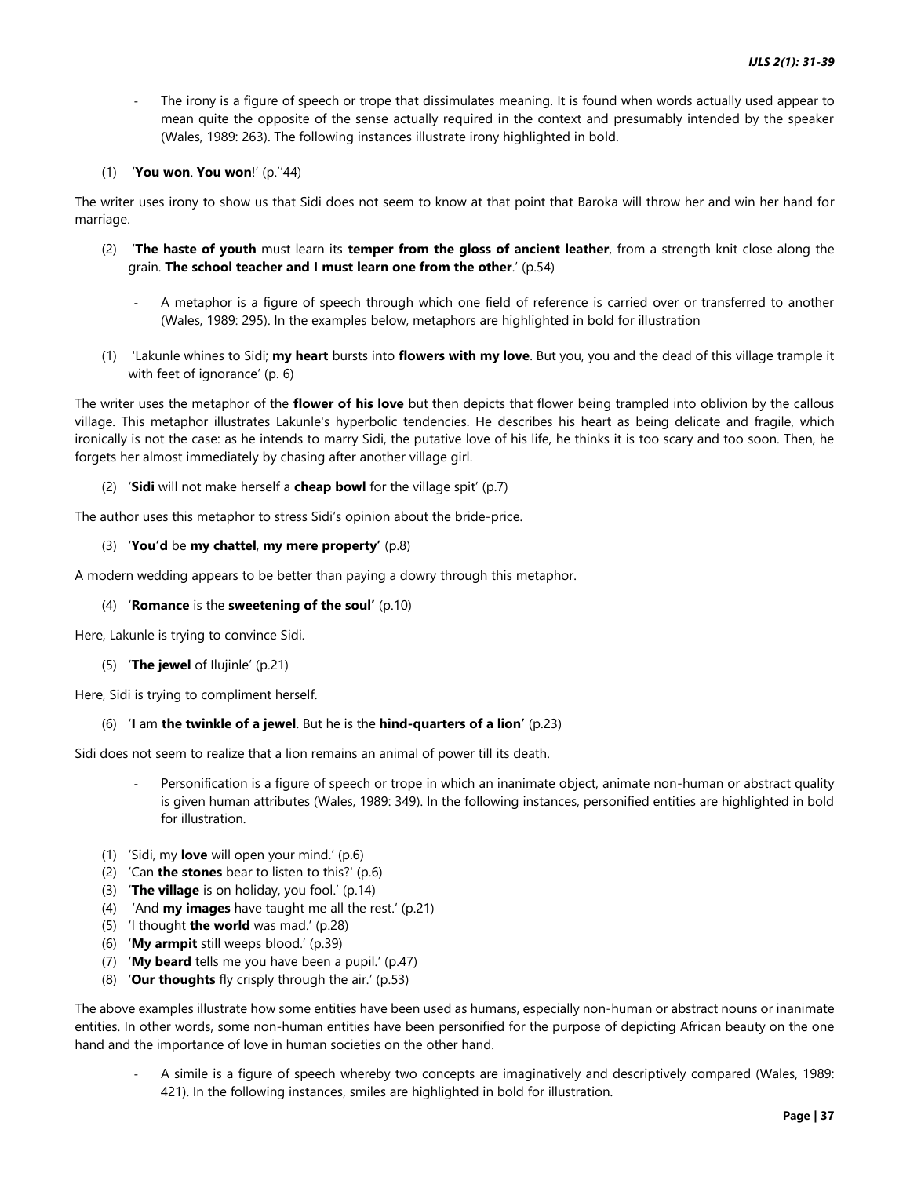- The irony is a figure of speech or trope that dissimulates meaning. It is found when words actually used appear to mean quite the opposite of the sense actually required in the context and presumably intended by the speaker (Wales, 1989: 263). The following instances illustrate irony highlighted in bold.

(1) '**You won**. **You won**!' (p.''44)

The writer uses irony to show us that Sidi does not seem to know at that point that Baroka will throw her and win her hand for marriage.

(2) '**The haste of youth** must learn its **temper from the gloss of ancient leather**, from a strength knit close along the grain. **The school teacher and I must learn one from the other**.' (p.54)

- A metaphor is a figure of speech through which one field of reference is carried over or transferred to another (Wales, 1989: 295). In the examples below, metaphors are highlighted in bold for illustration

(1) 'Lakunle whines to Sidi; **my heart** bursts into **flowers with my love**. But you, you and the dead of this village trample it with feet of ignorance' (p. 6)

The writer uses the metaphor of the **flower of his love** but then depicts that flower being trampled into oblivion by the callous village. This metaphor illustrates Lakunle's hyperbolic tendencies. He describes his heart as being delicate and fragile, which ironically is not the case: as he intends to marry Sidi, the putative love of his life, he thinks it is too scary and too soon. Then, he forgets her almost immediately by chasing after another village girl.

(2) '**Sidi** will not make herself a **cheap bowl** for the village spit' (p.7)

The author uses this metaphor to stress Sidi's opinion about the bride-price.

(3) '**You'd** be **my chattel**, **my mere property'** (p.8)

A modern wedding appears to be better than paying a dowry through this metaphor.

(4) '**Romance** is the **sweetening of the soul'** (p.10)

Here, Lakunle is trying to convince Sidi.

(5) '**The jewel** of Ilujinle' (p.21)

Here, Sidi is trying to compliment herself.

(6) '**I** am **the twinkle of a jewel**. But he is the **hind-quarters of a lion'** (p.23)

Sidi does not seem to realize that a lion remains an animal of power till its death.

- Personification is a figure of speech or trope in which an inanimate object, animate non-human or abstract quality is given human attributes (Wales, 1989: 349). In the following instances, personified entities are highlighted in bold for illustration.

(1) 'Sidi, my **love** will open your mind.' (p.6)
(2) 'Can **the stones** bear to listen to this?' (p.6)
(3) '**The village** is on holiday, you fool.' (p.14)
(4) 'And **my images** have taught me all the rest.' (p.21)
(5) 'I thought **the world** was mad.' (p.28)
(6) '**My armpit** still weeps blood.' (p.39)
(7) '**My beard** tells me you have been a pupil.' (p.47)
(8) '**Our thoughts** fly crisply through the air.' (p.53)

The above examples illustrate how some entities have been used as humans, especially non-human or abstract nouns or inanimate entities. In other words, some non-human entities have been personified for the purpose of depicting African beauty on the one hand and the importance of love in human societies on the other hand.

- A simile is a figure of speech whereby two concepts are imaginatively and descriptively compared (Wales, 1989: 421). In the following instances, smiles are highlighted in bold for illustration.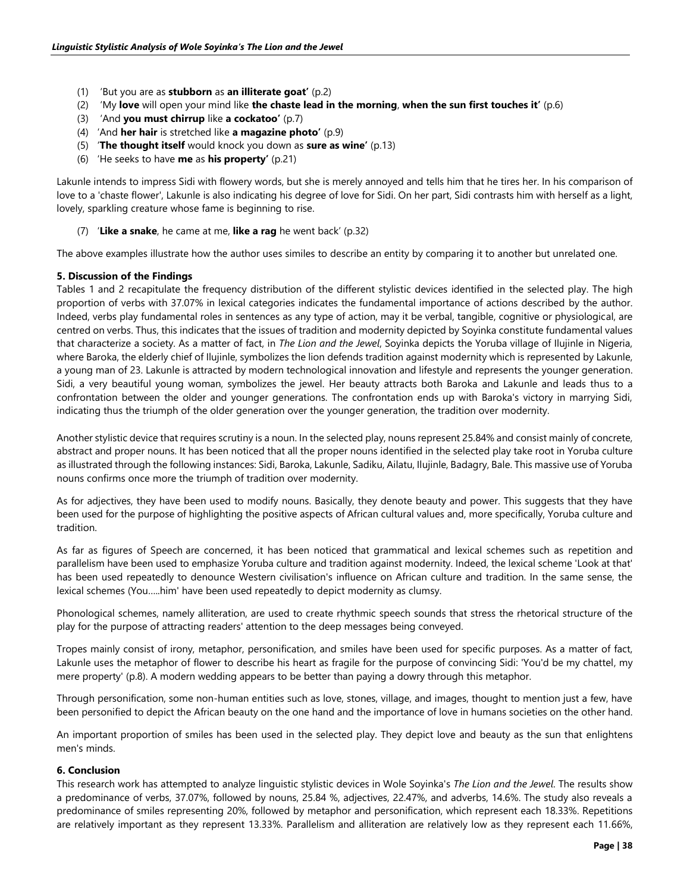(1) 'But you are as **stubborn** as **an illiterate goat'** (p.2)
(2) 'My **love** will open your mind like **the chaste lead in the morning**, **when the sun first touches it'** (p.6)
(3) 'And **you must chirrup** like **a cockatoo'** (p.7)
(4) 'And **her hair** is stretched like **a magazine photo'** (p.9)
(5) '**The thought itself** would knock you down as **sure as wine'** (p.13)
(6) 'He seeks to have **me** as **his property'** (p.21)

Lakunle intends to impress Sidi with flowery words, but she is merely annoyed and tells him that he tires her. In his comparison of love to a 'chaste flower', Lakunle is also indicating his degree of love for Sidi. On her part, Sidi contrasts him with herself as a light, lovely, sparkling creature whose fame is beginning to rise.

(7) '**Like a snake**, he came at me, **like a rag** he went back' (p.32)

The above examples illustrate how the author uses similes to describe an entity by comparing it to another but unrelated one.

### 5. Discussion of the Findings

Tables 1 and 2 recapitulate the frequency distribution of the different stylistic devices identified in the selected play. The high proportion of verbs with 37.07% in lexical categories indicates the fundamental importance of actions described by the author. Indeed, verbs play fundamental roles in sentences as any type of action, may it be verbal, tangible, cognitive or physiological, are centred on verbs. Thus, this indicates that the issues of tradition and modernity depicted by Soyinka constitute fundamental values that characterize a society. As a matter of fact, in *The Lion and the Jewel*, Soyinka depicts the Yoruba village of Ilujinle in Nigeria, where Baroka, the elderly chief of Ilujinle, symbolizes the lion defends tradition against modernity which is represented by Lakunle, a young man of 23. Lakunle is attracted by modern technological innovation and lifestyle and represents the younger generation. Sidi, a very beautiful young woman, symbolizes the jewel. Her beauty attracts both Baroka and Lakunle and leads thus to a confrontation between the older and younger generations. The confrontation ends up with Baroka's victory in marrying Sidi, indicating thus the triumph of the older generation over the younger generation, the tradition over modernity.

Another stylistic device that requires scrutiny is a noun. In the selected play, nouns represent 25.84% and consist mainly of concrete, abstract and proper nouns. It has been noticed that all the proper nouns identified in the selected play take root in Yoruba culture as illustrated through the following instances: Sidi, Baroka, Lakunle, Sadiku, Ailatu, Ilujinle, Badagry, Bale. This massive use of Yoruba nouns confirms once more the triumph of tradition over modernity.

As for adjectives, they have been used to modify nouns. Basically, they denote beauty and power. This suggests that they have been used for the purpose of highlighting the positive aspects of African cultural values and, more specifically, Yoruba culture and tradition.

As far as figures of Speech are concerned, it has been noticed that grammatical and lexical schemes such as repetition and parallelism have been used to emphasize Yoruba culture and tradition against modernity. Indeed, the lexical scheme 'Look at that' has been used repeatedly to denounce Western civilisation's influence on African culture and tradition. In the same sense, the lexical schemes (You.....him' have been used repeatedly to depict modernity as clumsy.

Phonological schemes, namely alliteration, are used to create rhythmic speech sounds that stress the rhetorical structure of the play for the purpose of attracting readers' attention to the deep messages being conveyed.

Tropes mainly consist of irony, metaphor, personification, and smiles have been used for specific purposes. As a matter of fact, Lakunle uses the metaphor of flower to describe his heart as fragile for the purpose of convincing Sidi: 'You'd be my chattel, my mere property' (p.8). A modern wedding appears to be better than paying a dowry through this metaphor.

Through personification, some non-human entities such as love, stones, village, and images, thought to mention just a few, have been personified to depict the African beauty on the one hand and the importance of love in humans societies on the other hand.

An important proportion of smiles has been used in the selected play. They depict love and beauty as the sun that enlightens men's minds.

### 6. Conclusion

This research work has attempted to analyze linguistic stylistic devices in Wole Soyinka's *The Lion and the Jewel*. The results show a predominance of verbs, 37.07%, followed by nouns, 25.84 %, adjectives, 22.47%, and adverbs, 14.6%. The study also reveals a predominance of smiles representing 20%, followed by metaphor and personification, which represent each 18.33%. Repetitions are relatively important as they represent 13.33%. Parallelism and alliteration are relatively low as they represent each 11.66%,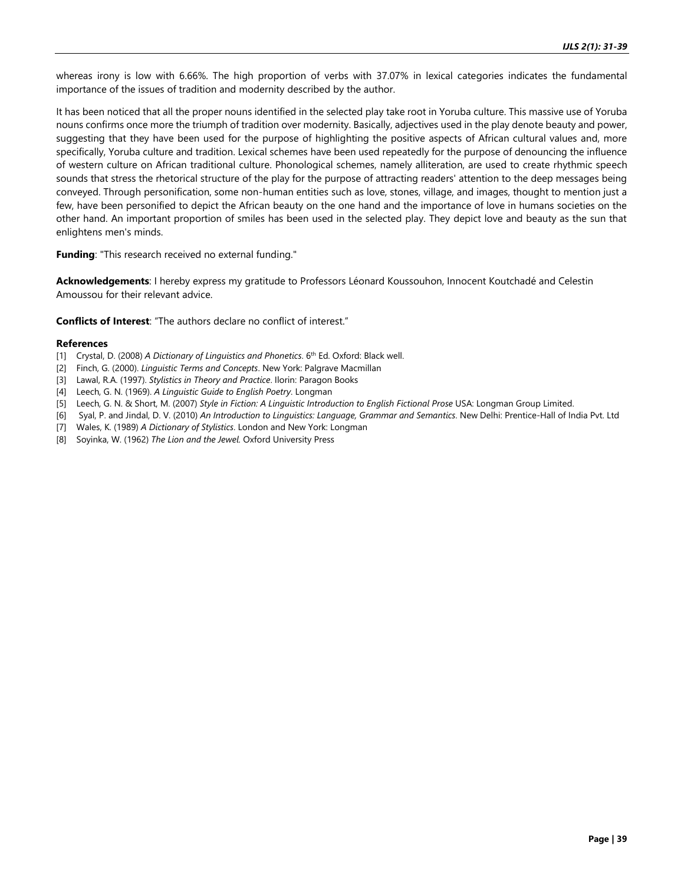whereas irony is low with 6.66%. The high proportion of verbs with 37.07% in lexical categories indicates the fundamental importance of the issues of tradition and modernity described by the author.

It has been noticed that all the proper nouns identified in the selected play take root in Yoruba culture. This massive use of Yoruba nouns confirms once more the triumph of tradition over modernity. Basically, adjectives used in the play denote beauty and power, suggesting that they have been used for the purpose of highlighting the positive aspects of African cultural values and, more specifically, Yoruba culture and tradition. Lexical schemes have been used repeatedly for the purpose of denouncing the influence of western culture on African traditional culture. Phonological schemes, namely alliteration, are used to create rhythmic speech sounds that stress the rhetorical structure of the play for the purpose of attracting readers' attention to the deep messages being conveyed. Through personification, some non-human entities such as love, stones, village, and images, thought to mention just a few, have been personified to depict the African beauty on the one hand and the importance of love in humans societies on the other hand. An important proportion of smiles has been used in the selected play. They depict love and beauty as the sun that enlightens men's minds.

**Funding**: "This research received no external funding."

**Acknowledgements**: I hereby express my gratitude to Professors Léonard Koussouhon, Innocent Koutchadé and Celestin Amoussou for their relevant advice.

**Conflicts of Interest**: "The authors declare no conflict of interest."

**References**

[1] Crystal, D. (2008) *A Dictionary of Linguistics and Phonetics*. 6th Ed. Oxford: Black well.

[2] Finch, G. (2000). *Linguistic Terms and Concepts*. New York: Palgrave Macmillan

[3] Lawal, R.A. (1997). *Stylistics in Theory and Practice*. Ilorin: Paragon Books

[4] Leech, G. N. (1969). *A Linguistic Guide to English Poetry*. Longman

[5] Leech, G. N. & Short, M. (2007) *Style in Fiction: A Linguistic Introduction to English Fictional Prose* USA: Longman Group Limited.

[6] Syal, P. and Jindal, D. V. (2010) *An Introduction to Linguistics: Language, Grammar and Semantics*. New Delhi: Prentice-Hall of India Pvt. Ltd

[7] Wales, K. (1989) *A Dictionary of Stylistics*. London and New York: Longman

[8] Soyinka, W. (1962) *The Lion and the Jewel.* Oxford University Press